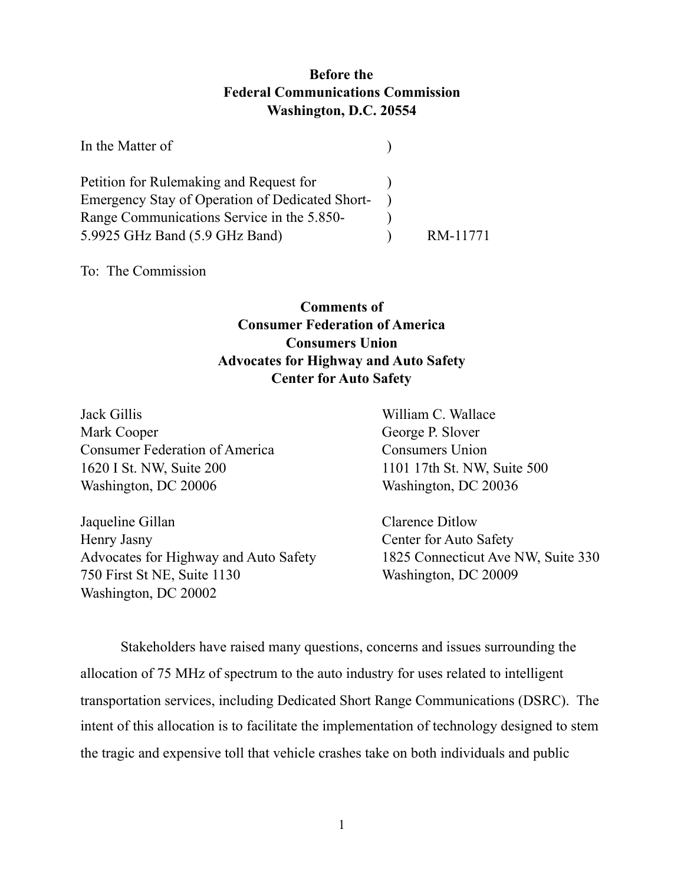**Before the**
**Federal Communications Commission**
**Washington, D.C. 20554**

| | | |
|---|---|---|
| In the Matter of | ) | |
| | | |
| Petition for Rulemaking and Request for | ) | |
| Emergency Stay of Operation of Dedicated Short- | ) | |
| Range Communications Service in the 5.850- | ) | |
| 5.9925 GHz Band (5.9 GHz Band) | ) | RM-11771 |

To: The Commission

**Comments of**
**Consumer Federation of America**
**Consumers Union**
**Advocates for Highway and Auto Safety**
**Center for Auto Safety**

Jack Gillis
Mark Cooper
Consumer Federation of America
1620 I St. NW, Suite 200
Washington, DC 20006

William C. Wallace
George P. Slover
Consumers Union
1101 17th St. NW, Suite 500
Washington, DC 20036

Jaqueline Gillan
Henry Jasny
Advocates for Highway and Auto Safety
750 First St NE, Suite 1130
Washington, DC 20002

Clarence Ditlow
Center for Auto Safety
1825 Connecticut Ave NW, Suite 330
Washington, DC 20009

Stakeholders have raised many questions, concerns and issues surrounding the allocation of 75 MHz of spectrum to the auto industry for uses related to intelligent transportation services, including Dedicated Short Range Communications (DSRC). The intent of this allocation is to facilitate the implementation of technology designed to stem the tragic and expensive toll that vehicle crashes take on both individuals and public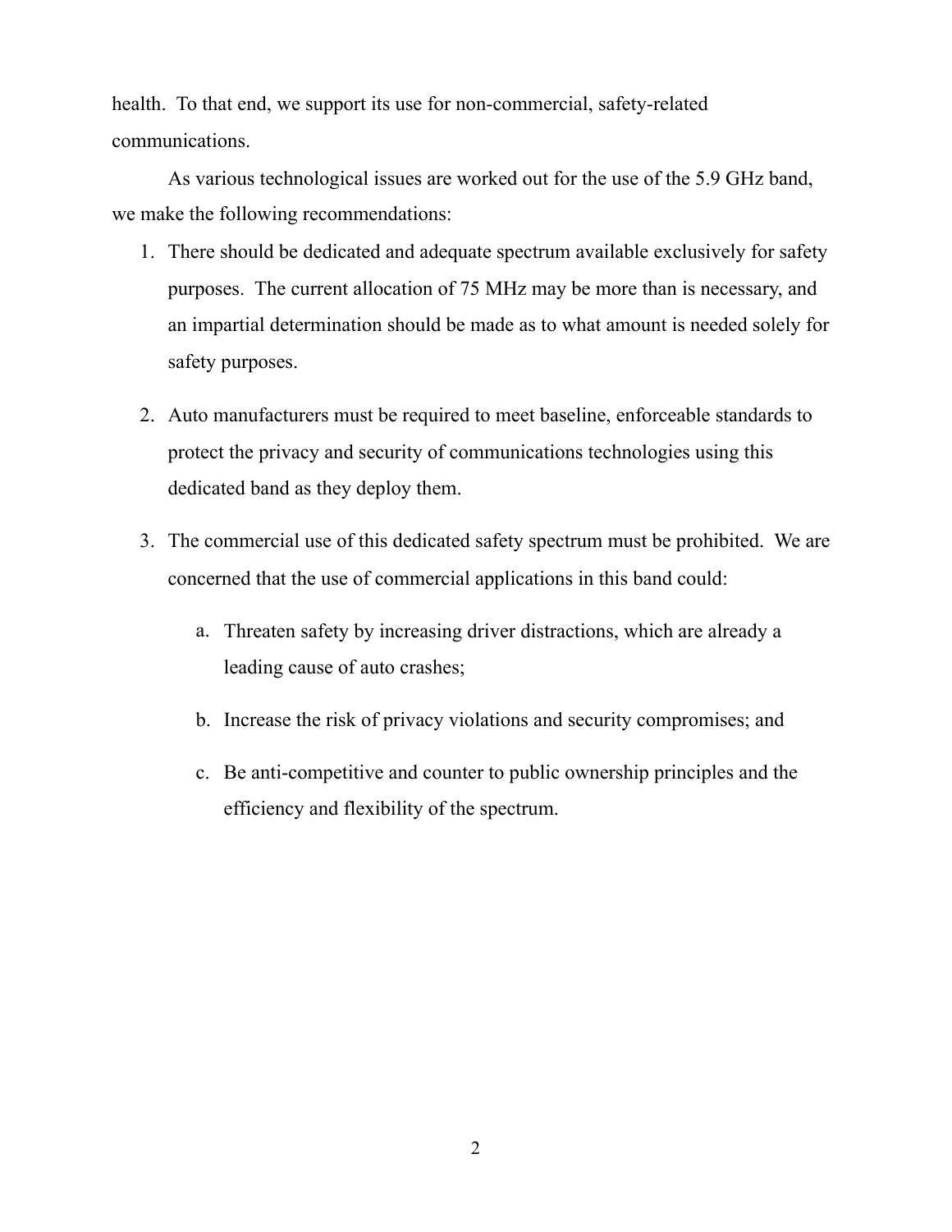health. To that end, we support its use for non-commercial, safety-related communications.

As various technological issues are worked out for the use of the 5.9 GHz band, we make the following recommendations:

1. There should be dedicated and adequate spectrum available exclusively for safety purposes. The current allocation of 75 MHz may be more than is necessary, and an impartial determination should be made as to what amount is needed solely for safety purposes.

2. Auto manufacturers must be required to meet baseline, enforceable standards to protect the privacy and security of communications technologies using this dedicated band as they deploy them.

3. The commercial use of this dedicated safety spectrum must be prohibited. We are concerned that the use of commercial applications in this band could:

    a. Threaten safety by increasing driver distractions, which are already a leading cause of auto crashes;

    b. Increase the risk of privacy violations and security compromises; and

    c. Be anti-competitive and counter to public ownership principles and the efficiency and flexibility of the spectrum.